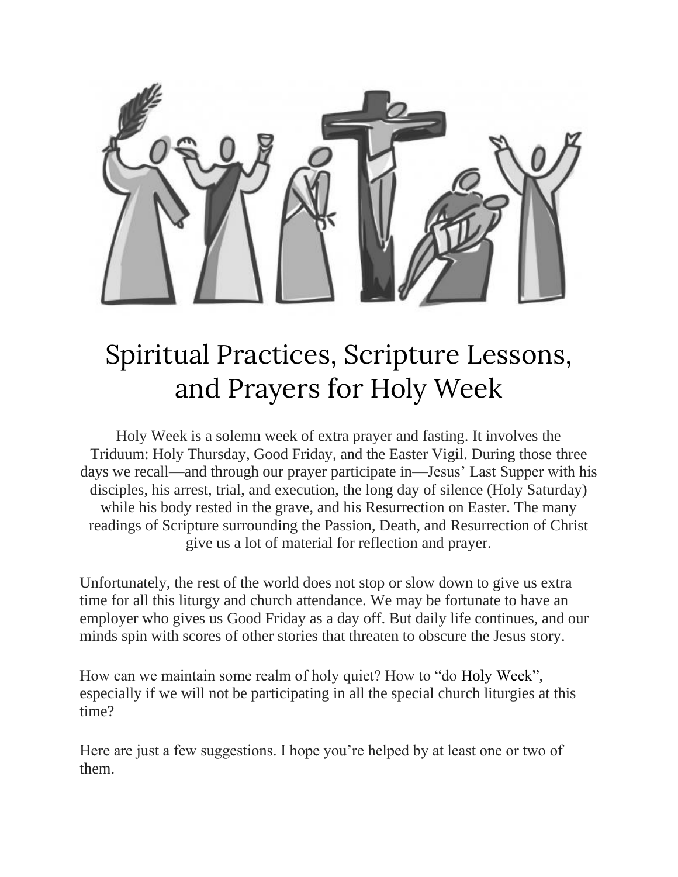# Spiritual Practices, Scripture Lessons, and Prayers for Holy Week

Holy Week is a solemn week of extra prayer and fasting. It involves the Triduum: Holy Thursday, Good Friday, and the Easter Vigil. During those three days we recall—and through our prayer participate in—Jesus' Last Supper with his disciples, his arrest, trial, and execution, the long day of silence (Holy Saturday) while his body rested in the grave, and his Resurrection on Easter. The many readings of Scripture surrounding the Passion, Death, and Resurrection of Christ give us a lot of material for reflection and prayer.

Unfortunately, the rest of the world does not stop or slow down to give us extra time for all this liturgy and church attendance. We may be fortunate to have an employer who gives us Good Friday as a day off. But daily life continues, and our minds spin with scores of other stories that threaten to obscure the Jesus story.

How can we maintain some realm of holy quiet? How to "do Holy Week", especially if we will not be participating in all the special church liturgies at this time?

Here are just a few suggestions. I hope you're helped by at least one or two of them.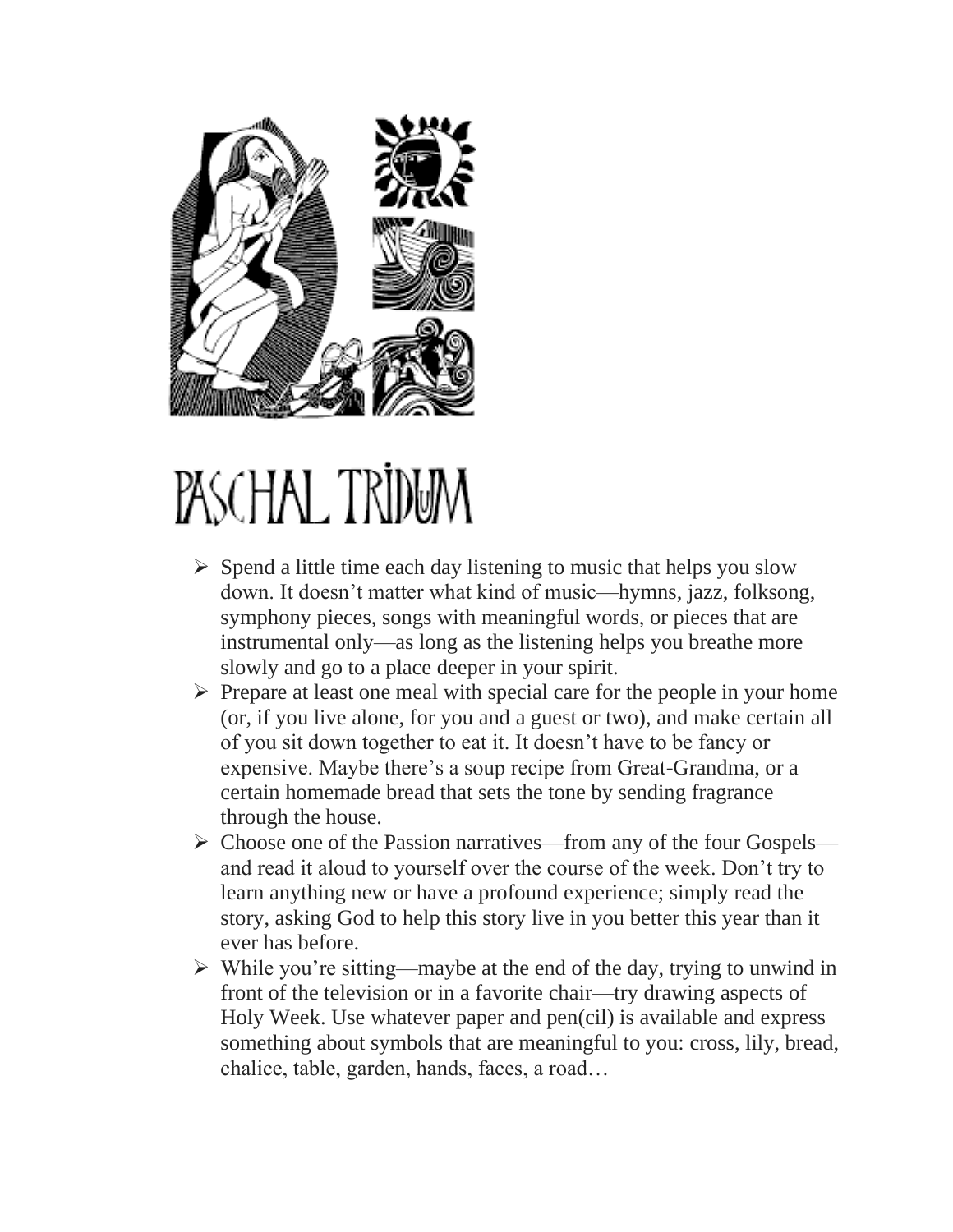# PASCHAL TRIDUUM

- Spend a little time each day listening to music that helps you slow down. It doesn't matter what kind of music—hymns, jazz, folksong, symphony pieces, songs with meaningful words, or pieces that are instrumental only—as long as the listening helps you breathe more slowly and go to a place deeper in your spirit.
- Prepare at least one meal with special care for the people in your home (or, if you live alone, for you and a guest or two), and make certain all of you sit down together to eat it. It doesn't have to be fancy or expensive. Maybe there's a soup recipe from Great-Grandma, or a certain homemade bread that sets the tone by sending fragrance through the house.
- Choose one of the Passion narratives—from any of the four Gospels—and read it aloud to yourself over the course of the week. Don't try to learn anything new or have a profound experience; simply read the story, asking God to help this story live in you better this year than it ever has before.
- While you're sitting—maybe at the end of the day, trying to unwind in front of the television or in a favorite chair—try drawing aspects of Holy Week. Use whatever paper and pen(cil) is available and express something about symbols that are meaningful to you: cross, lily, bread, chalice, table, garden, hands, faces, a road…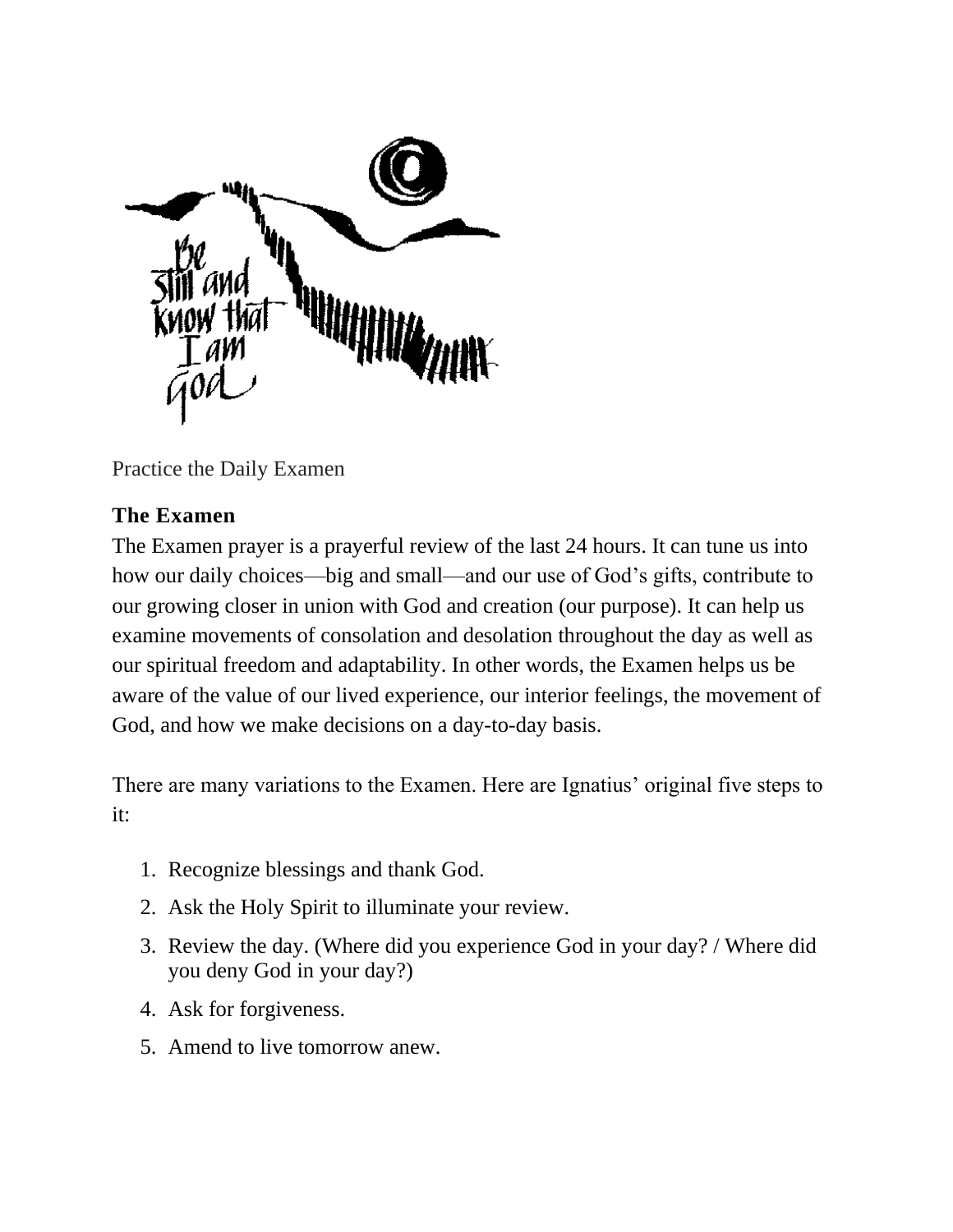Practice the Daily Examen

### The Examen

The Examen prayer is a prayerful review of the last 24 hours. It can tune us into how our daily choices—big and small—and our use of God's gifts, contribute to our growing closer in union with God and creation (our purpose). It can help us examine movements of consolation and desolation throughout the day as well as our spiritual freedom and adaptability. In other words, the Examen helps us be aware of the value of our lived experience, our interior feelings, the movement of God, and how we make decisions on a day-to-day basis.

There are many variations to the Examen. Here are Ignatius' original five steps to it:

1. Recognize blessings and thank God.
2. Ask the Holy Spirit to illuminate your review.
3. Review the day. (Where did you experience God in your day? / Where did you deny God in your day?)
4. Ask for forgiveness.
5. Amend to live tomorrow anew.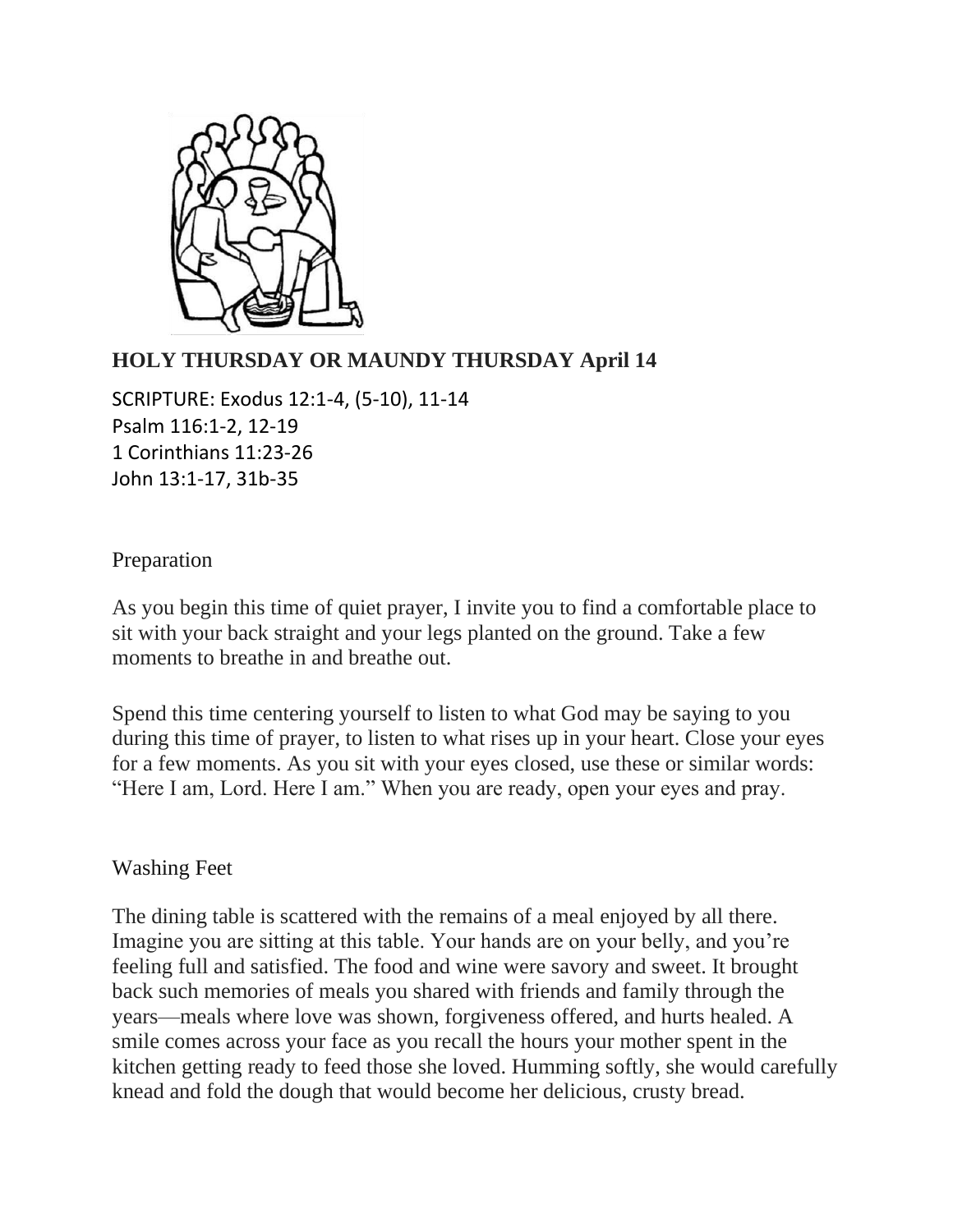## HOLY THURSDAY OR MAUNDY THURSDAY April 14

SCRIPTURE: Exodus 12:1-4, (5-10), 11-14
Psalm 116:1-2, 12-19
1 Corinthians 11:23-26
John 13:1-17, 31b-35

Preparation

As you begin this time of quiet prayer, I invite you to find a comfortable place to sit with your back straight and your legs planted on the ground. Take a few moments to breathe in and breathe out.

Spend this time centering yourself to listen to what God may be saying to you during this time of prayer, to listen to what rises up in your heart. Close your eyes for a few moments. As you sit with your eyes closed, use these or similar words: "Here I am, Lord. Here I am." When you are ready, open your eyes and pray.

Washing Feet

The dining table is scattered with the remains of a meal enjoyed by all there. Imagine you are sitting at this table. Your hands are on your belly, and you're feeling full and satisfied. The food and wine were savory and sweet. It brought back such memories of meals you shared with friends and family through the years—meals where love was shown, forgiveness offered, and hurts healed. A smile comes across your face as you recall the hours your mother spent in the kitchen getting ready to feed those she loved. Humming softly, she would carefully knead and fold the dough that would become her delicious, crusty bread.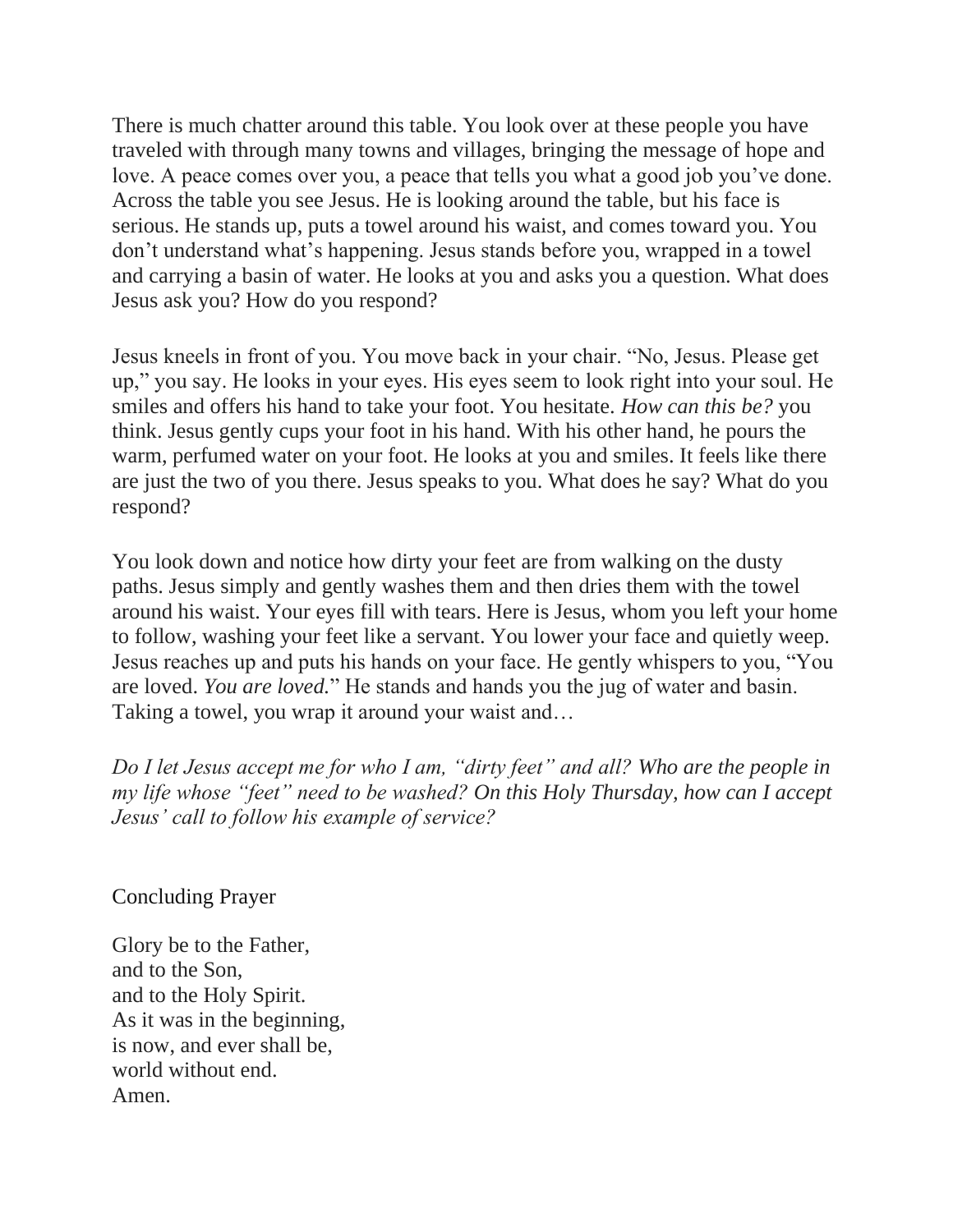There is much chatter around this table. You look over at these people you have traveled with through many towns and villages, bringing the message of hope and love. A peace comes over you, a peace that tells you what a good job you've done. Across the table you see Jesus. He is looking around the table, but his face is serious. He stands up, puts a towel around his waist, and comes toward you. You don't understand what's happening. Jesus stands before you, wrapped in a towel and carrying a basin of water. He looks at you and asks you a question. What does Jesus ask you? How do you respond?

Jesus kneels in front of you. You move back in your chair. "No, Jesus. Please get up," you say. He looks in your eyes. His eyes seem to look right into your soul. He smiles and offers his hand to take your foot. You hesitate. *How can this be?* you think. Jesus gently cups your foot in his hand. With his other hand, he pours the warm, perfumed water on your foot. He looks at you and smiles. It feels like there are just the two of you there. Jesus speaks to you. What does he say? What do you respond?

You look down and notice how dirty your feet are from walking on the dusty paths. Jesus simply and gently washes them and then dries them with the towel around his waist. Your eyes fill with tears. Here is Jesus, whom you left your home to follow, washing your feet like a servant. You lower your face and quietly weep. Jesus reaches up and puts his hands on your face. He gently whispers to you, "You are loved. *You are loved.*" He stands and hands you the jug of water and basin. Taking a towel, you wrap it around your waist and…

*Do I let Jesus accept me for who I am, "dirty feet" and all? Who are the people in my life whose "feet" need to be washed? On this Holy Thursday, how can I accept Jesus' call to follow his example of service?*

Concluding Prayer

Glory be to the Father,
and to the Son,
and to the Holy Spirit.
As it was in the beginning,
is now, and ever shall be,
world without end.
Amen.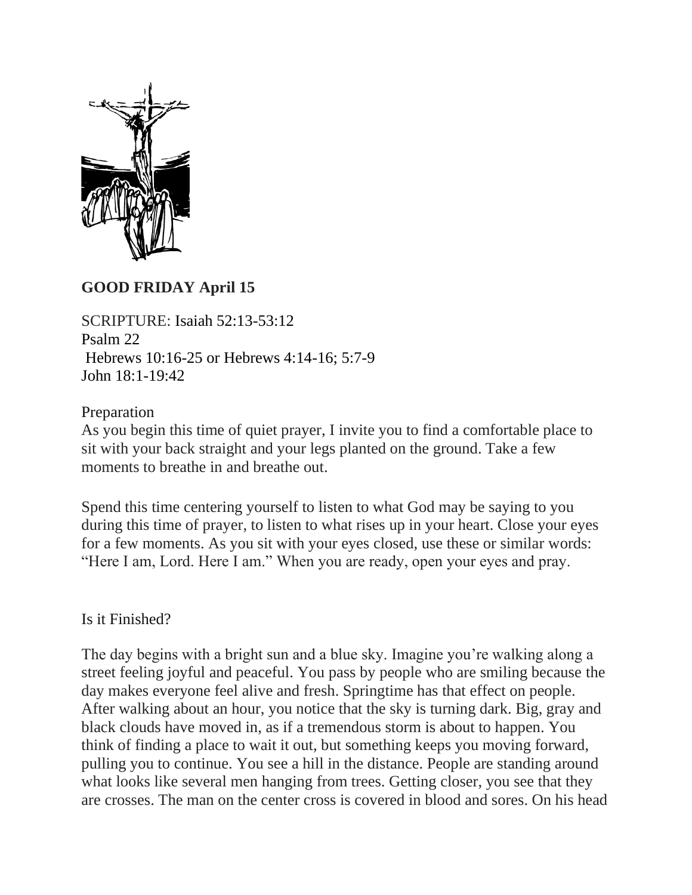**GOOD FRIDAY April 15**

SCRIPTURE: Isaiah 52:13-53:12
Psalm 22
Hebrews 10:16-25 or Hebrews 4:14-16; 5:7-9
John 18:1-19:42

Preparation
As you begin this time of quiet prayer, I invite you to find a comfortable place to sit with your back straight and your legs planted on the ground. Take a few moments to breathe in and breathe out.

Spend this time centering yourself to listen to what God may be saying to you during this time of prayer, to listen to what rises up in your heart. Close your eyes for a few moments. As you sit with your eyes closed, use these or similar words: "Here I am, Lord. Here I am." When you are ready, open your eyes and pray.

Is it Finished?

The day begins with a bright sun and a blue sky. Imagine you're walking along a street feeling joyful and peaceful. You pass by people who are smiling because the day makes everyone feel alive and fresh. Springtime has that effect on people. After walking about an hour, you notice that the sky is turning dark. Big, gray and black clouds have moved in, as if a tremendous storm is about to happen. You think of finding a place to wait it out, but something keeps you moving forward, pulling you to continue. You see a hill in the distance. People are standing around what looks like several men hanging from trees. Getting closer, you see that they are crosses. The man on the center cross is covered in blood and sores. On his head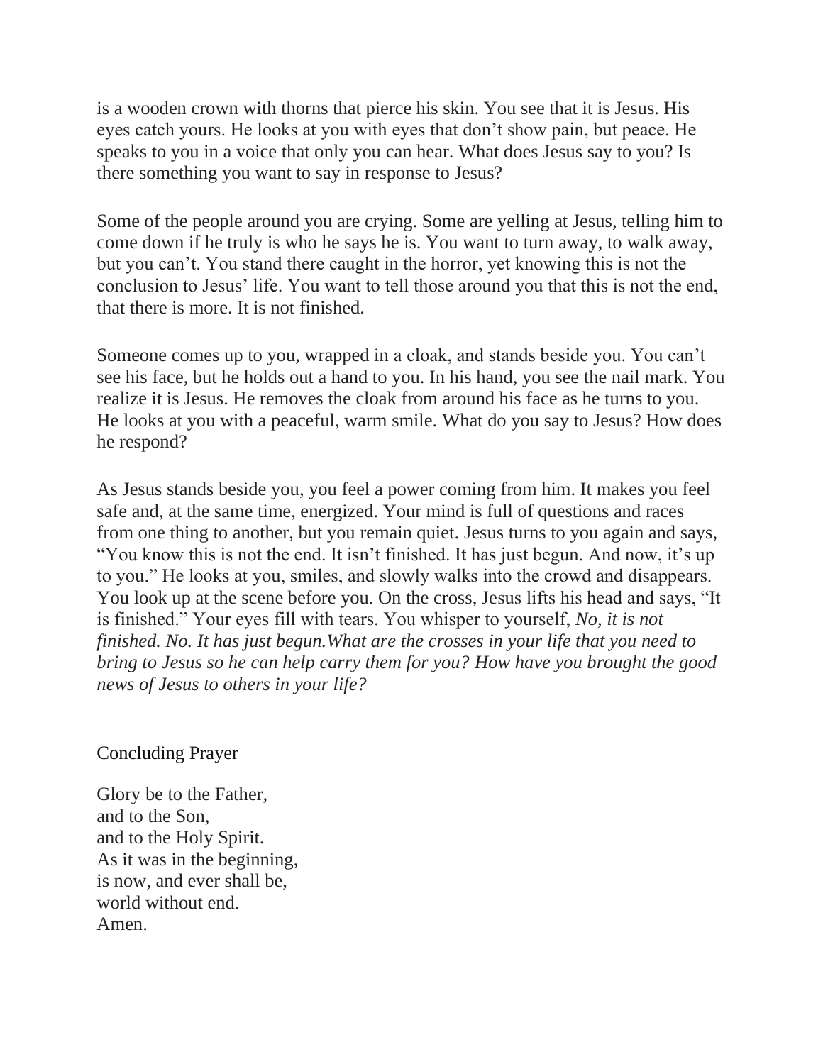is a wooden crown with thorns that pierce his skin. You see that it is Jesus. His eyes catch yours. He looks at you with eyes that don't show pain, but peace. He speaks to you in a voice that only you can hear. What does Jesus say to you? Is there something you want to say in response to Jesus?

Some of the people around you are crying. Some are yelling at Jesus, telling him to come down if he truly is who he says he is. You want to turn away, to walk away, but you can't. You stand there caught in the horror, yet knowing this is not the conclusion to Jesus' life. You want to tell those around you that this is not the end, that there is more. It is not finished.

Someone comes up to you, wrapped in a cloak, and stands beside you. You can't see his face, but he holds out a hand to you. In his hand, you see the nail mark. You realize it is Jesus. He removes the cloak from around his face as he turns to you. He looks at you with a peaceful, warm smile. What do you say to Jesus? How does he respond?

As Jesus stands beside you, you feel a power coming from him. It makes you feel safe and, at the same time, energized. Your mind is full of questions and races from one thing to another, but you remain quiet. Jesus turns to you again and says, "You know this is not the end. It isn't finished. It has just begun. And now, it's up to you." He looks at you, smiles, and slowly walks into the crowd and disappears. You look up at the scene before you. On the cross, Jesus lifts his head and says, "It is finished." Your eyes fill with tears. You whisper to yourself, *No, it is not finished. No. It has just begun.What are the crosses in your life that you need to bring to Jesus so he can help carry them for you? How have you brought the good news of Jesus to others in your life?*

Concluding Prayer

Glory be to the Father,
and to the Son,
and to the Holy Spirit.
As it was in the beginning,
is now, and ever shall be,
world without end.
Amen.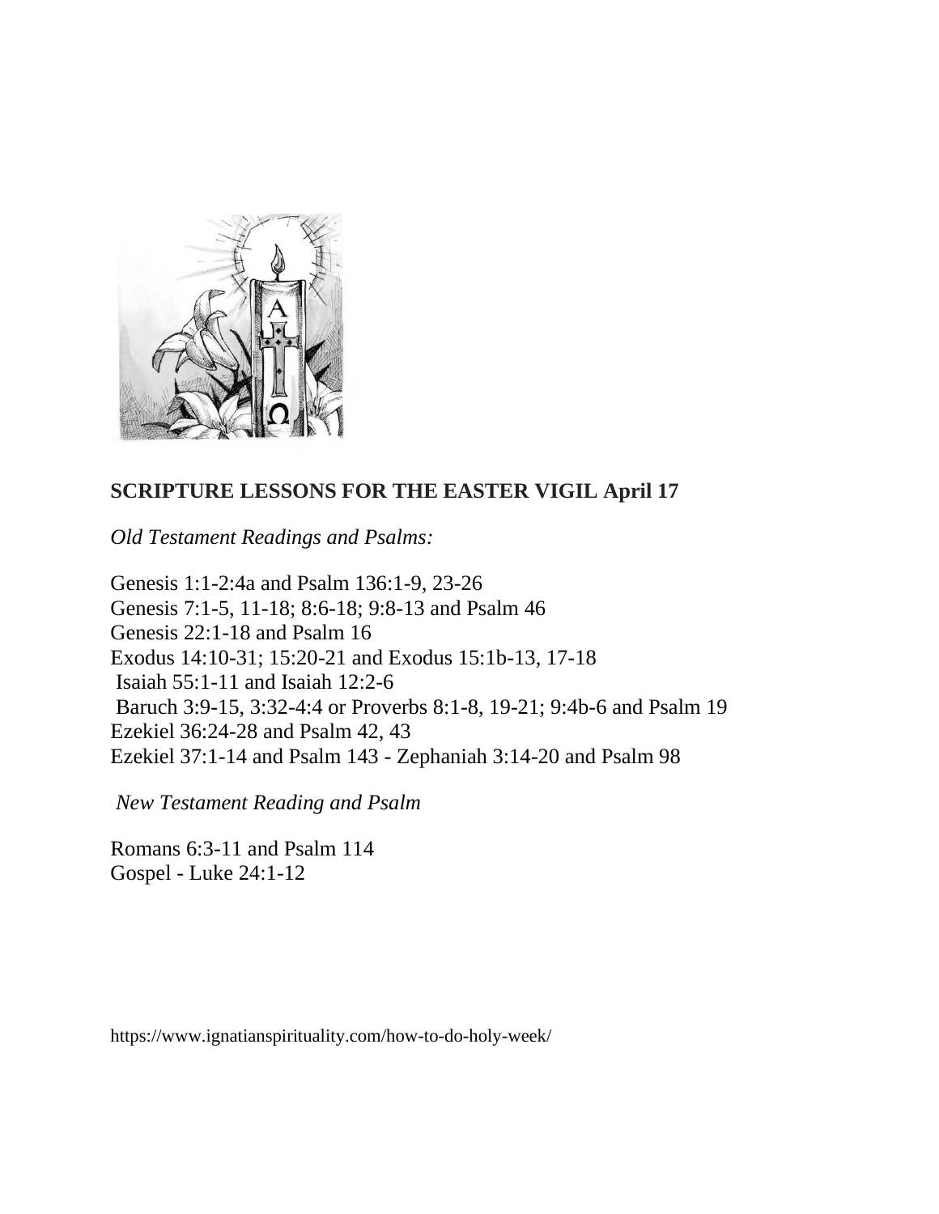**SCRIPTURE LESSONS FOR THE EASTER VIGIL April 17**

*Old Testament Readings and Psalms:*

Genesis 1:1-2:4a and Psalm 136:1-9, 23-26
Genesis 7:1-5, 11-18; 8:6-18; 9:8-13 and Psalm 46
Genesis 22:1-18 and Psalm 16
Exodus 14:10-31; 15:20-21 and Exodus 15:1b-13, 17-18
Isaiah 55:1-11 and Isaiah 12:2-6
Baruch 3:9-15, 3:32-4:4 or Proverbs 8:1-8, 19-21; 9:4b-6 and Psalm 19
Ezekiel 36:24-28 and Psalm 42, 43
Ezekiel 37:1-14 and Psalm 143 - Zephaniah 3:14-20 and Psalm 98

*New Testament Reading and Psalm*

Romans 6:3-11 and Psalm 114
Gospel - Luke 24:1-12

https://www.ignatianspirituality.com/how-to-do-holy-week/